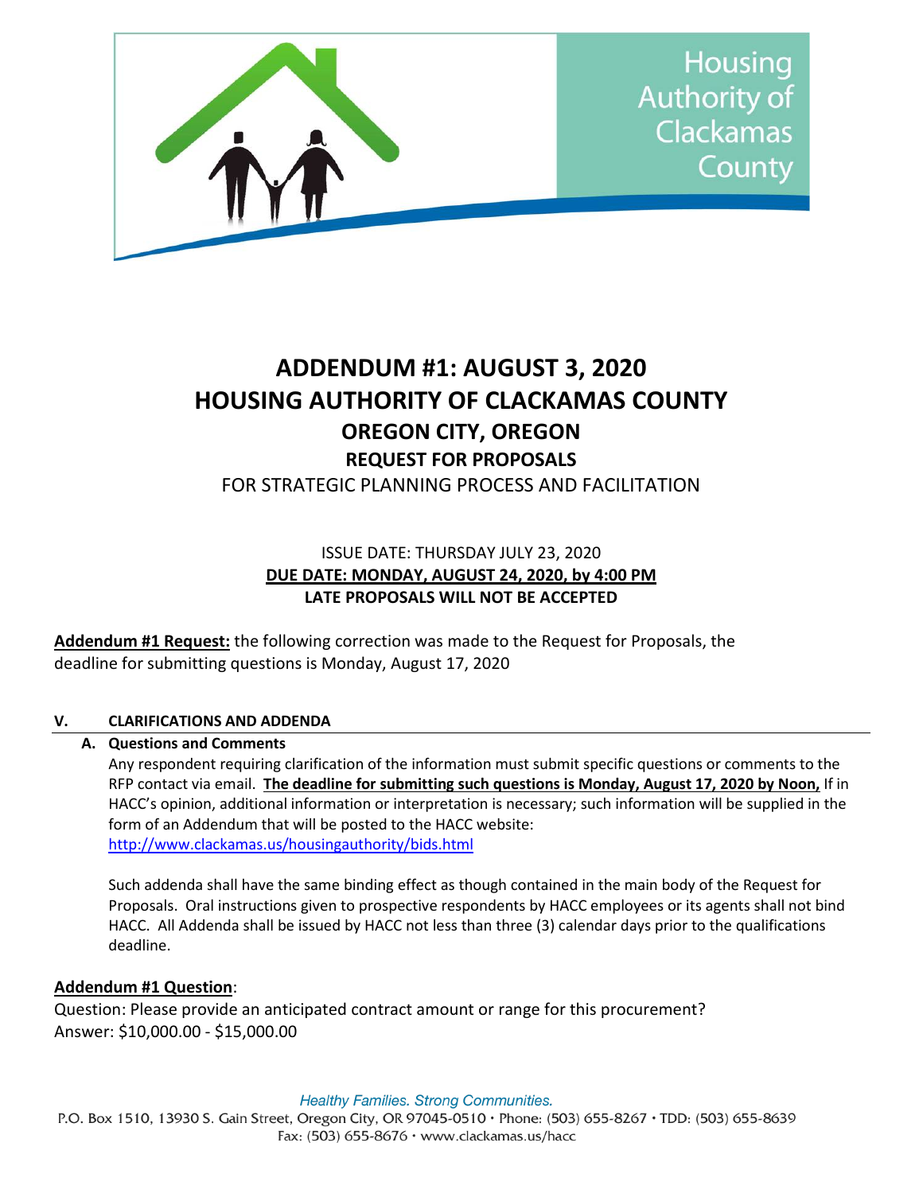Housing Authority of Clackamas County

# ADDENDUM #1: AUGUST 3, 2020
# HOUSING AUTHORITY OF CLACKAMAS COUNTY
## OREGON CITY, OREGON
### REQUEST FOR PROPOSALS
FOR STRATEGIC PLANNING PROCESS AND FACILITATION

ISSUE DATE: THURSDAY JULY 23, 2020

**DUE DATE: MONDAY, AUGUST 24, 2020, by 4:00 PM**

**LATE PROPOSALS WILL NOT BE ACCEPTED**

**Addendum #1 Request:** the following correction was made to the Request for Proposals, the deadline for submitting questions is Monday, August 17, 2020

**V. CLARIFICATIONS AND ADDENDA**

**A. Questions and Comments**

Any respondent requiring clarification of the information must submit specific questions or comments to the RFP contact via email. **The deadline for submitting such questions is Monday, August 17, 2020 by Noon,** If in HACC's opinion, additional information or interpretation is necessary; such information will be supplied in the form of an Addendum that will be posted to the HACC website: http://www.clackamas.us/housingauthority/bids.html

Such addenda shall have the same binding effect as though contained in the main body of the Request for Proposals. Oral instructions given to prospective respondents by HACC employees or its agents shall not bind HACC. All Addenda shall be issued by HACC not less than three (3) calendar days prior to the qualifications deadline.

**Addendum #1 Question**:

Question: Please provide an anticipated contract amount or range for this procurement?

Answer: $10,000.00 - $15,000.00

*Healthy Families. Strong Communities.*

P.O. Box 1510, 13930 S. Gain Street, Oregon City, OR 97045-0510 · Phone: (503) 655-8267 · TDD: (503) 655-8639

Fax: (503) 655-8676 · www.clackamas.us/hacc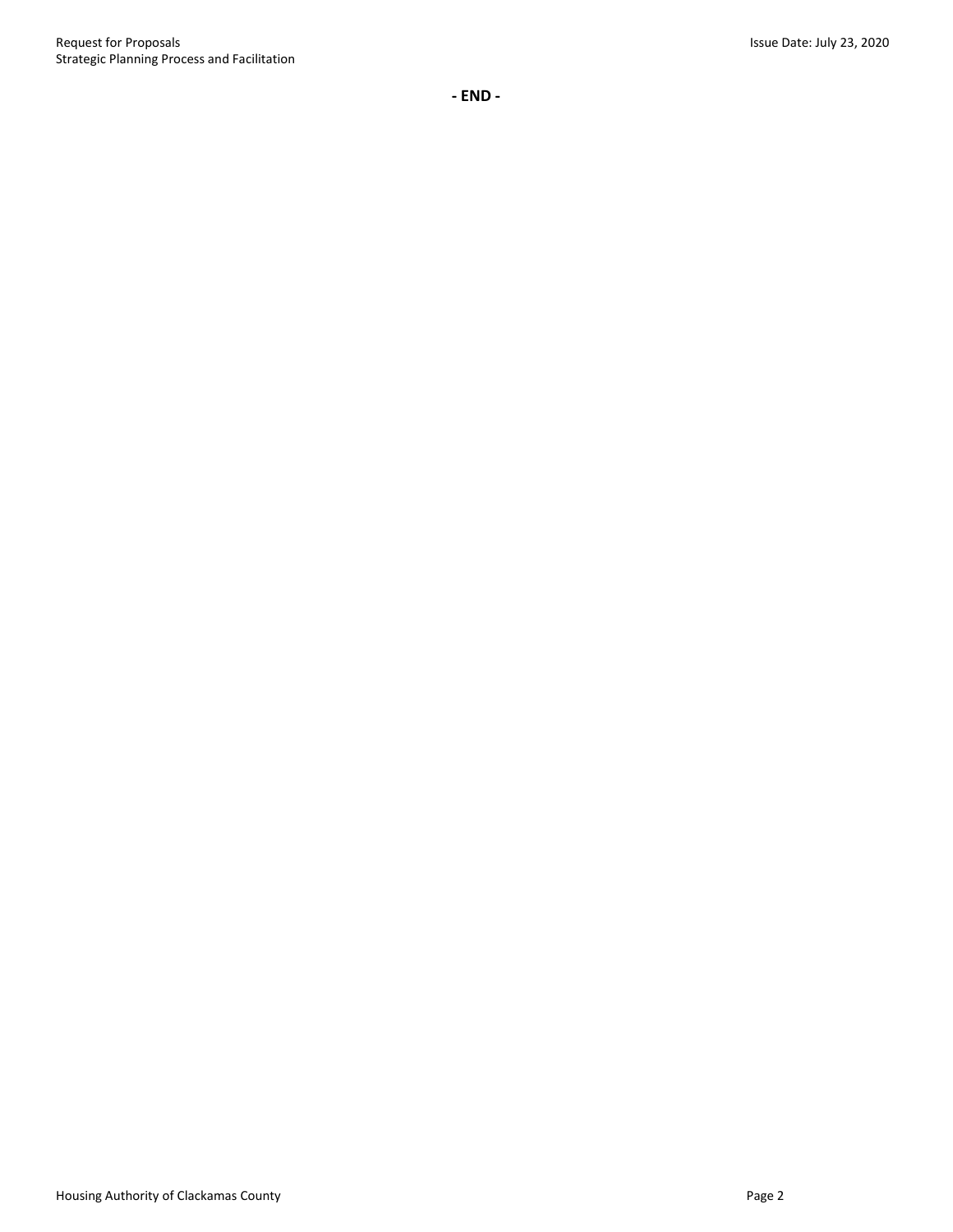**- END -**